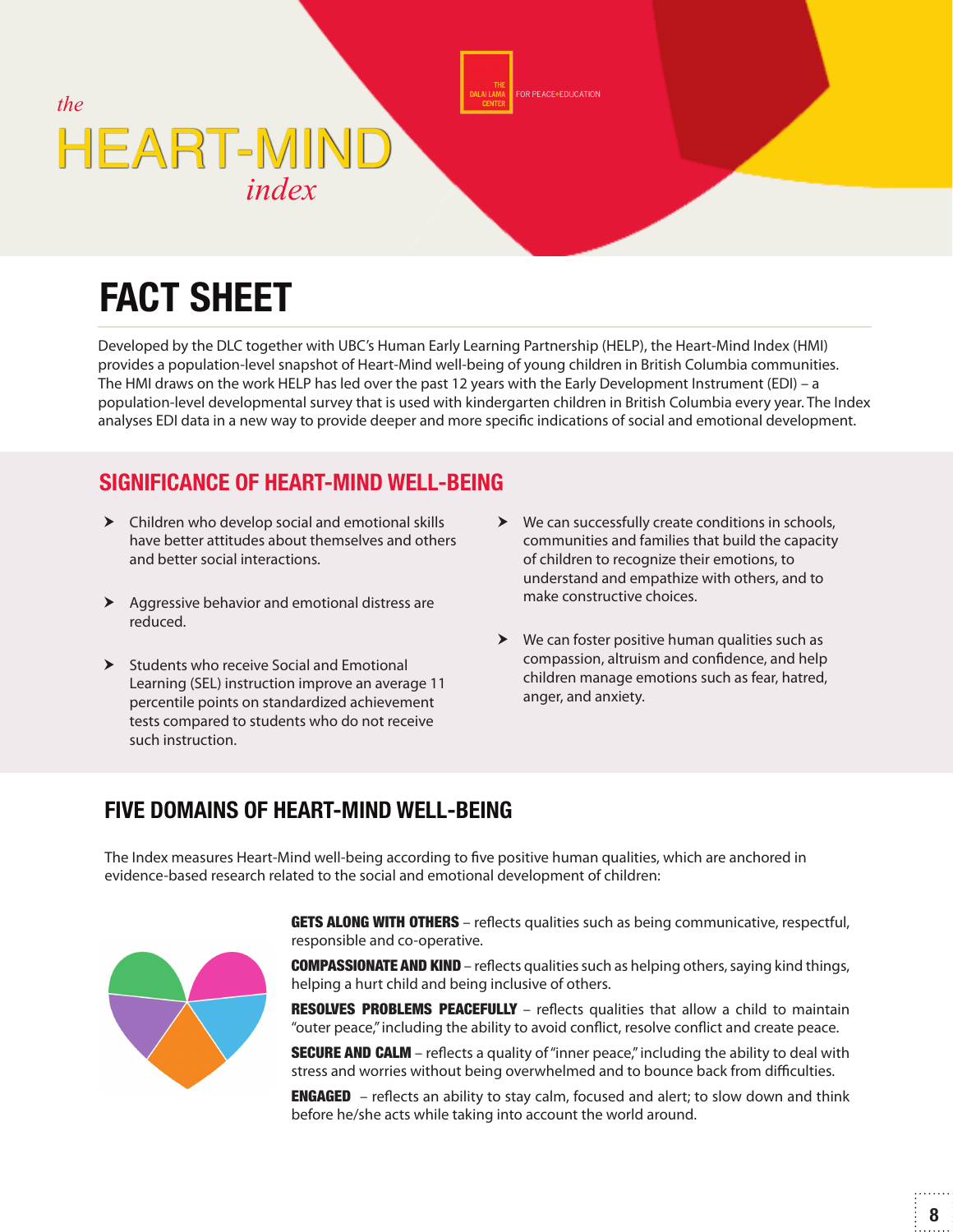*the*

# HEART-MIND

*index*

THE DALAI LAMA CENTER FOR PEACE+EDUCATION

# FACT SHEET

Developed by the DLC together with UBC's Human Early Learning Partnership (HELP), the Heart-Mind Index (HMI) provides a population-level snapshot of Heart-Mind well-being of young children in British Columbia communities. The HMI draws on the work HELP has led over the past 12 years with the Early Development Instrument (EDI) – a population-level developmental survey that is used with kindergarten children in British Columbia every year. The Index analyses EDI data in a new way to provide deeper and more specific indications of social and emotional development.

## SIGNIFICANCE OF HEART-MIND WELL-BEING

- Children who develop social and emotional skills have better attitudes about themselves and others and better social interactions.
- Aggressive behavior and emotional distress are reduced.
- Students who receive Social and Emotional Learning (SEL) instruction improve an average 11 percentile points on standardized achievement tests compared to students who do not receive such instruction.
- We can successfully create conditions in schools, communities and families that build the capacity of children to recognize their emotions, to understand and empathize with others, and to make constructive choices.
- We can foster positive human qualities such as compassion, altruism and confidence, and help children manage emotions such as fear, hatred, anger, and anxiety.

## FIVE DOMAINS OF HEART-MIND WELL-BEING

The Index measures Heart-Mind well-being according to five positive human qualities, which are anchored in evidence-based research related to the social and emotional development of children:

**GETS ALONG WITH OTHERS** – reflects qualities such as being communicative, respectful, responsible and co-operative.

**COMPASSIONATE AND KIND** – reflects qualities such as helping others, saying kind things, helping a hurt child and being inclusive of others.

**RESOLVES PROBLEMS PEACEFULLY** – reflects qualities that allow a child to maintain "outer peace," including the ability to avoid conflict, resolve conflict and create peace.

**SECURE AND CALM** – reflects a quality of "inner peace," including the ability to deal with stress and worries without being overwhelmed and to bounce back from difficulties.

**ENGAGED** – reflects an ability to stay calm, focused and alert; to slow down and think before he/she acts while taking into account the world around.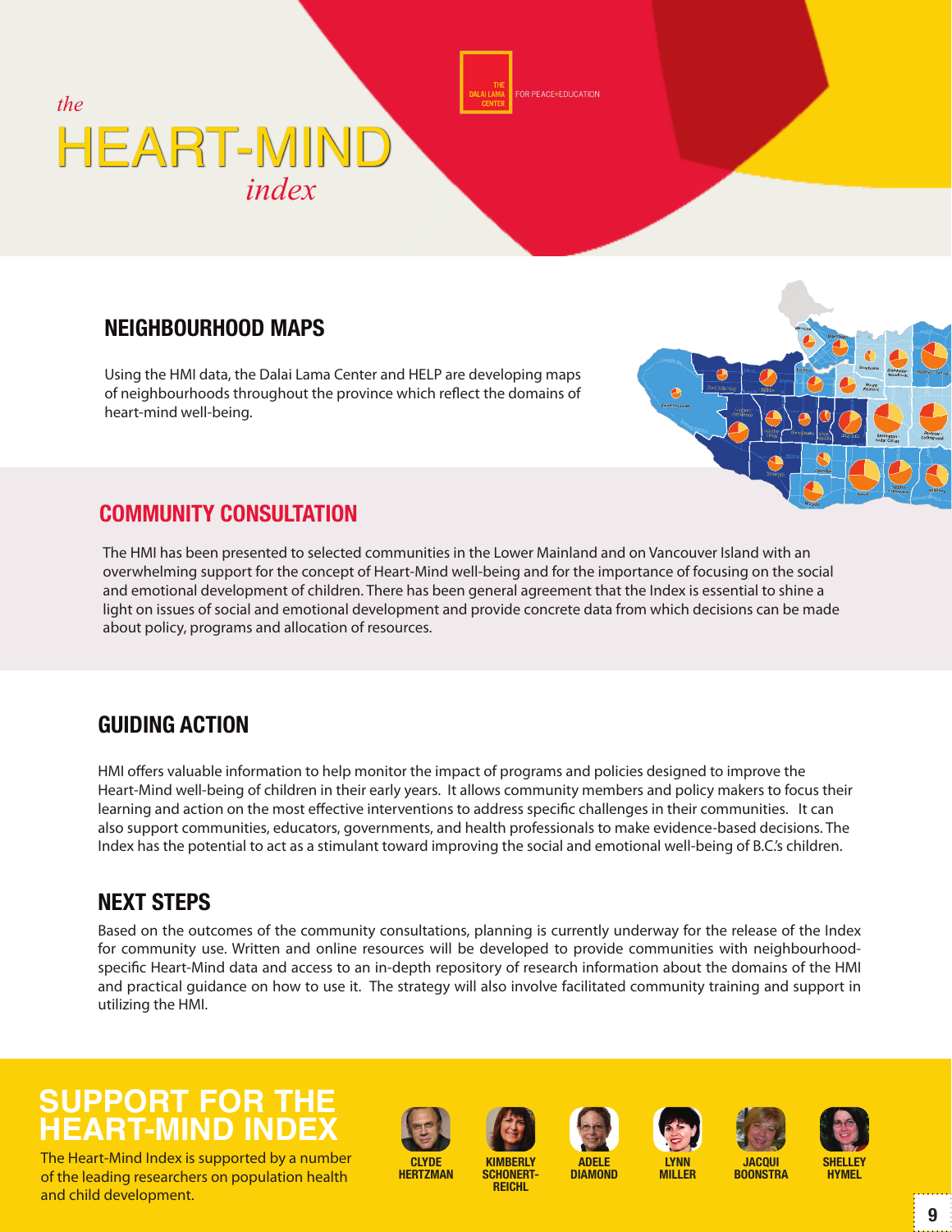*the*

# HEART-MIND

*index*

THE DALAI LAMA CENTER FOR PEACE+EDUCATION

## NEIGHBOURHOOD MAPS

Using the HMI data, the Dalai Lama Center and HELP are developing maps of neighbourhoods throughout the province which reflect the domains of heart-mind well-being.

## COMMUNITY CONSULTATION

The HMI has been presented to selected communities in the Lower Mainland and on Vancouver Island with an overwhelming support for the concept of Heart-Mind well-being and for the importance of focusing on the social and emotional development of children. There has been general agreement that the Index is essential to shine a light on issues of social and emotional development and provide concrete data from which decisions can be made about policy, programs and allocation of resources.

## GUIDING ACTION

HMI offers valuable information to help monitor the impact of programs and policies designed to improve the Heart-Mind well-being of children in their early years. It allows community members and policy makers to focus their learning and action on the most effective interventions to address specific challenges in their communities. It can also support communities, educators, governments, and health professionals to make evidence-based decisions. The Index has the potential to act as a stimulant toward improving the social and emotional well-being of B.C.'s children.

## NEXT STEPS

Based on the outcomes of the community consultations, planning is currently underway for the release of the Index for community use. Written and online resources will be developed to provide communities with neighbourhood-specific Heart-Mind data and access to an in-depth repository of research information about the domains of the HMI and practical guidance on how to use it. The strategy will also involve facilitated community training and support in utilizing the HMI.

## SUPPORT FOR THE HEART-MIND INDEX

The Heart-Mind Index is supported by a number of the leading researchers on population health and child development.

CLYDE HERTZMAN

KIMBERLY SCHONERT-REICHL

ADELE DIAMOND

LYNN MILLER

JACQUI BOONSTRA

SHELLEY HYMEL